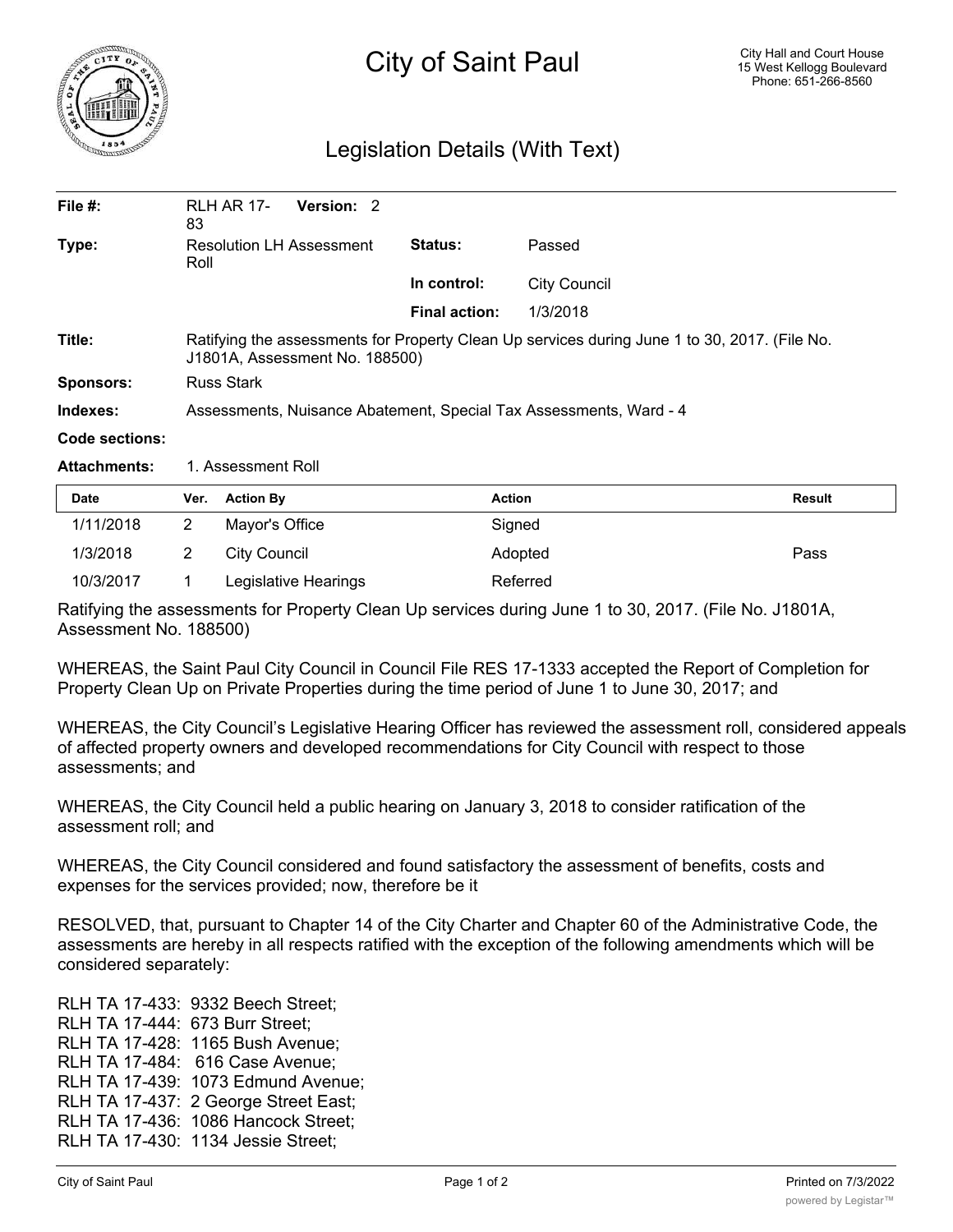# City of Saint Paul

City Hall and Court House
15 West Kellogg Boulevard
Phone: 651-266-8560

## Legislation Details (With Text)

| | | | |
|---|---|---|---|
| **File #:** | RLH AR 17-83 **Version:** 2 | | |
| **Type:** | Resolution LH Assessment Roll | **Status:** | Passed |
| | | **In control:** | City Council |
| | | **Final action:** | 1/3/2018 |
| **Title:** | Ratifying the assessments for Property Clean Up services during June 1 to 30, 2017. (File No. J1801A, Assessment No. 188500) | | |
| **Sponsors:** | Russ Stark | | |
| **Indexes:** | Assessments, Nuisance Abatement, Special Tax Assessments, Ward - 4 | | |
| **Code sections:** | | | |
| **Attachments:** | 1. Assessment Roll | | |

| Date | Ver. | Action By | Action | Result |
|---|---|---|---|---|
| 1/11/2018 | 2 | Mayor's Office | Signed | |
| 1/3/2018 | 2 | City Council | Adopted | Pass |
| 10/3/2017 | 1 | Legislative Hearings | Referred | |

Ratifying the assessments for Property Clean Up services during June 1 to 30, 2017. (File No. J1801A, Assessment No. 188500)

WHEREAS, the Saint Paul City Council in Council File RES 17-1333 accepted the Report of Completion for Property Clean Up on Private Properties during the time period of June 1 to June 30, 2017; and

WHEREAS, the City Council's Legislative Hearing Officer has reviewed the assessment roll, considered appeals of affected property owners and developed recommendations for City Council with respect to those assessments; and

WHEREAS, the City Council held a public hearing on January 3, 2018 to consider ratification of the assessment roll; and

WHEREAS, the City Council considered and found satisfactory the assessment of benefits, costs and expenses for the services provided; now, therefore be it

RESOLVED, that, pursuant to Chapter 14 of the City Charter and Chapter 60 of the Administrative Code, the assessments are hereby in all respects ratified with the exception of the following amendments which will be considered separately:

RLH TA 17-433: 9332 Beech Street;
RLH TA 17-444: 673 Burr Street;
RLH TA 17-428: 1165 Bush Avenue;
RLH TA 17-484: 616 Case Avenue;
RLH TA 17-439: 1073 Edmund Avenue;
RLH TA 17-437: 2 George Street East;
RLH TA 17-436: 1086 Hancock Street;
RLH TA 17-430: 1134 Jessie Street;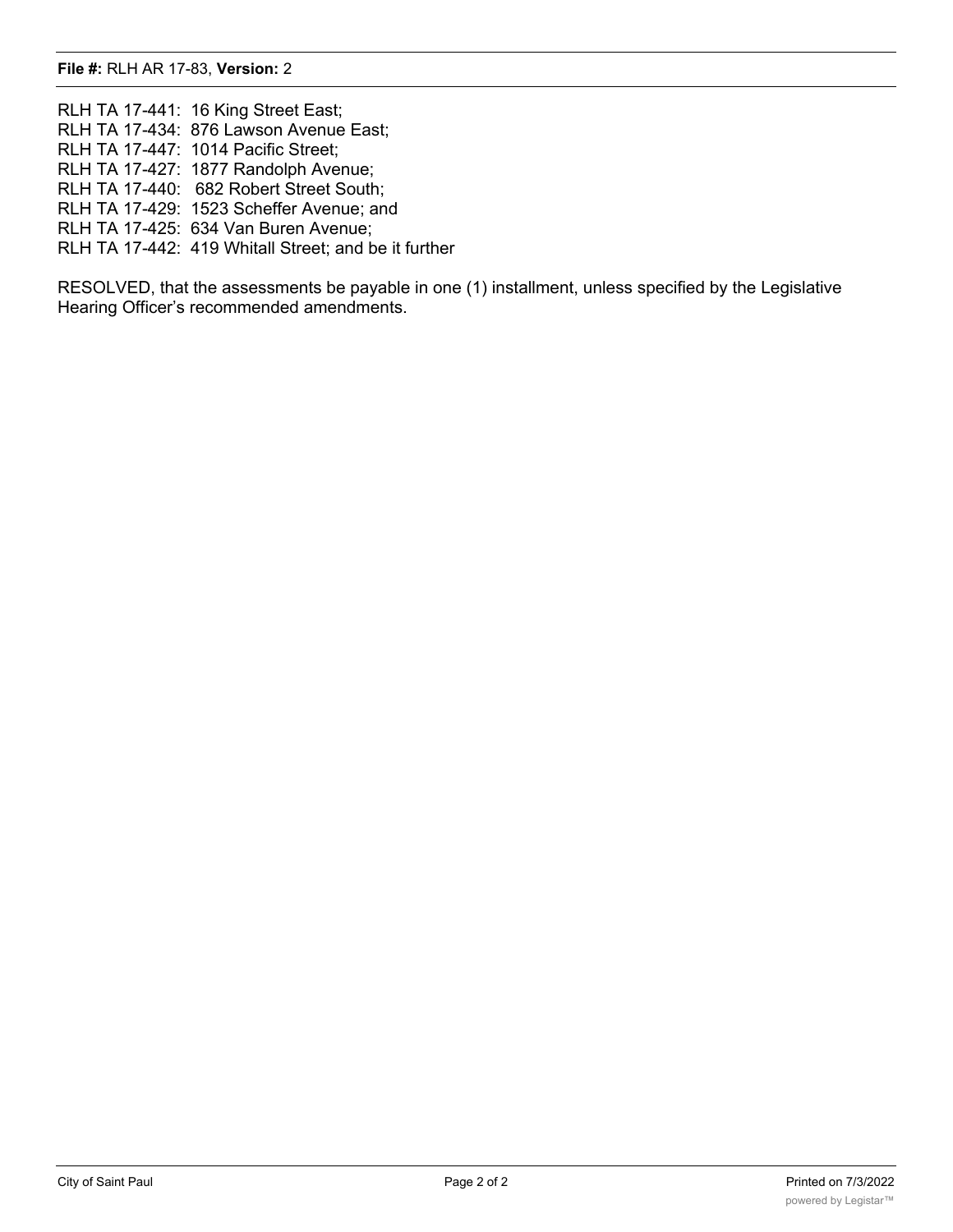RLH TA 17-441: 16 King Street East;
RLH TA 17-434: 876 Lawson Avenue East;
RLH TA 17-447: 1014 Pacific Street;
RLH TA 17-427: 1877 Randolph Avenue;
RLH TA 17-440: 682 Robert Street South;
RLH TA 17-429: 1523 Scheffer Avenue; and
RLH TA 17-425: 634 Van Buren Avenue;
RLH TA 17-442: 419 Whitall Street; and be it further

RESOLVED, that the assessments be payable in one (1) installment, unless specified by the Legislative Hearing Officer's recommended amendments.